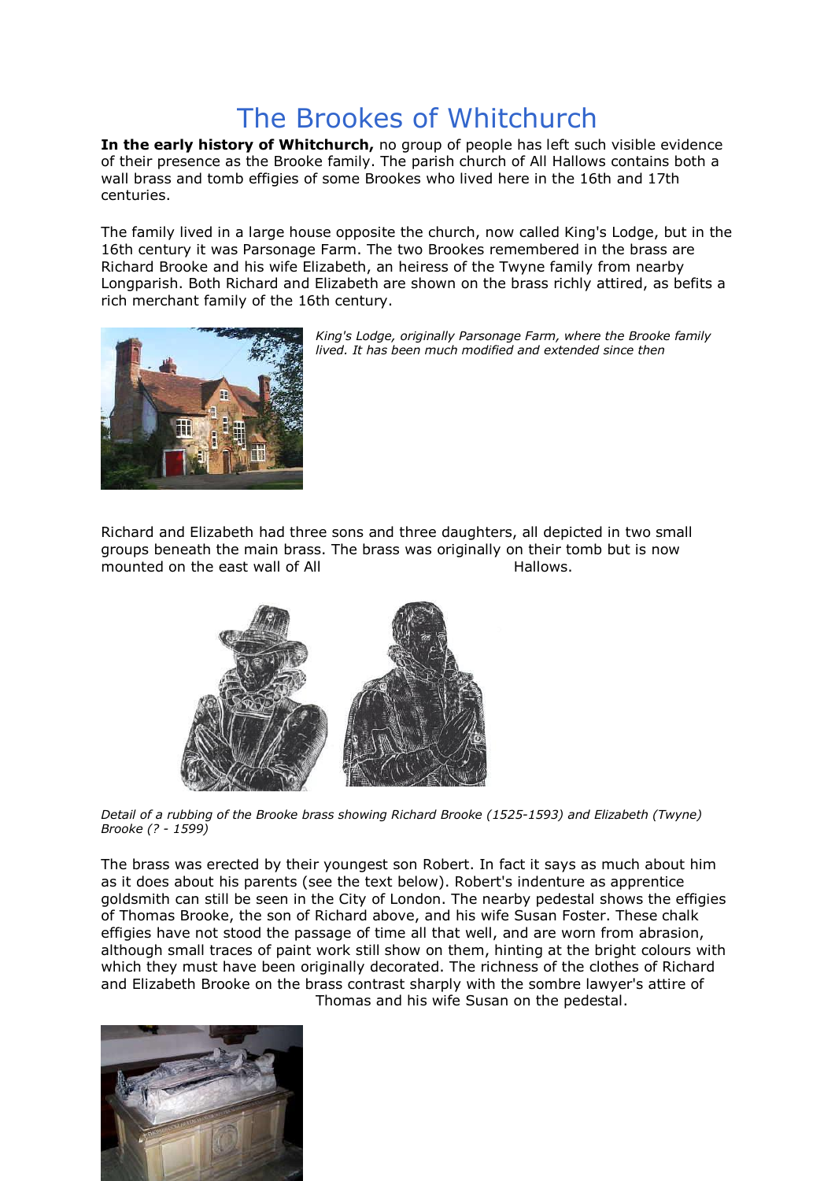# The Brookes of Whitchurch

**In the early history of Whitchurch,** no group of people has left such visible evidence of their presence as the Brooke family. The parish church of All Hallows contains both a wall brass and tomb effigies of some Brookes who lived here in the 16th and 17th centuries.

The family lived in a large house opposite the church, now called King's Lodge, but in the 16th century it was Parsonage Farm. The two Brookes remembered in the brass are Richard Brooke and his wife Elizabeth, an heiress of the Twyne family from nearby Longparish. Both Richard and Elizabeth are shown on the brass richly attired, as befits a rich merchant family of the 16th century.

*King's Lodge, originally Parsonage Farm, where the Brooke family lived. It has been much modified and extended since then*

Richard and Elizabeth had three sons and three daughters, all depicted in two small groups beneath the main brass. The brass was originally on their tomb but is now mounted on the east wall of All Hallows.

*Detail of a rubbing of the Brooke brass showing Richard Brooke (1525-1593) and Elizabeth (Twyne) Brooke (? - 1599)*

The brass was erected by their youngest son Robert. In fact it says as much about him as it does about his parents (see the text below). Robert's indenture as apprentice goldsmith can still be seen in the City of London. The nearby pedestal shows the effigies of Thomas Brooke, the son of Richard above, and his wife Susan Foster. These chalk effigies have not stood the passage of time all that well, and are worn from abrasion, although small traces of paint work still show on them, hinting at the bright colours with which they must have been originally decorated. The richness of the clothes of Richard and Elizabeth Brooke on the brass contrast sharply with the sombre lawyer's attire of Thomas and his wife Susan on the pedestal.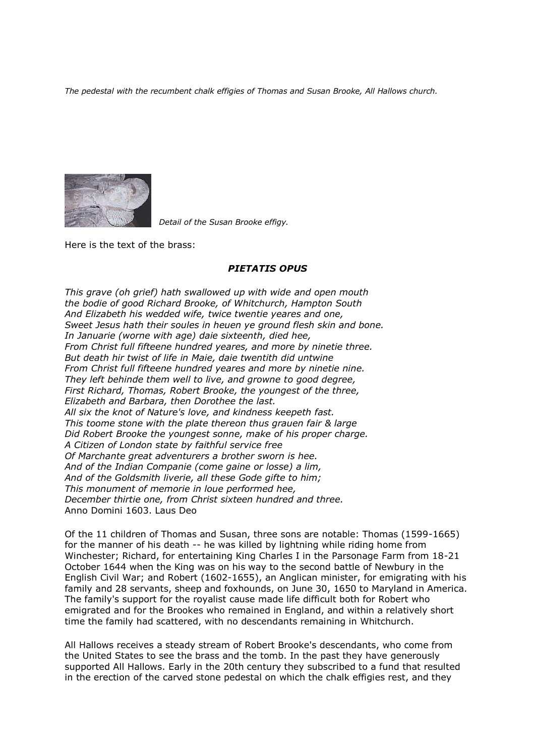*The pedestal with the recumbent chalk effigies of Thomas and Susan Brooke, All Hallows church.*

*Detail of the Susan Brooke effigy.*

Here is the text of the brass:

### *PIETATIS OPUS*

*This grave (oh grief) hath swallowed up with wide and open mouth*
*the bodie of good Richard Brooke, of Whitchurch, Hampton South*
*And Elizabeth his wedded wife, twice twentie yeares and one,*
*Sweet Jesus hath their soules in heuen ye ground flesh skin and bone.*
*In Januarie (worne with age) daie sixteenth, died hee,*
*From Christ full fifteene hundred yeares, and more by ninetie three.*
*But death hir twist of life in Maie, daie twentith did untwine*
*From Christ full fifteene hundred yeares and more by ninetie nine.*
*They left behinde them well to live, and growne to good degree,*
*First Richard, Thomas, Robert Brooke, the youngest of the three,*
*Elizabeth and Barbara, then Dorothee the last.*
*All six the knot of Nature's love, and kindness keepeth fast.*
*This toome stone with the plate thereon thus grauen fair & large*
*Did Robert Brooke the youngest sonne, make of his proper charge.*
*A Citizen of London state by faithful service free*
*Of Marchante great adventurers a brother sworn is hee.*
*And of the Indian Companie (come gaine or losse) a lim,*
*And of the Goldsmith liverie, all these Gode gifte to him;*
*This monument of memorie in loue performed hee,*
*December thirtie one, from Christ sixteen hundred and three.*
Anno Domini 1603. Laus Deo

Of the 11 children of Thomas and Susan, three sons are notable: Thomas (1599-1665) for the manner of his death -- he was killed by lightning while riding home from Winchester; Richard, for entertaining King Charles I in the Parsonage Farm from 18-21 October 1644 when the King was on his way to the second battle of Newbury in the English Civil War; and Robert (1602-1655), an Anglican minister, for emigrating with his family and 28 servants, sheep and foxhounds, on June 30, 1650 to Maryland in America. The family's support for the royalist cause made life difficult both for Robert who emigrated and for the Brookes who remained in England, and within a relatively short time the family had scattered, with no descendants remaining in Whitchurch.

All Hallows receives a steady stream of Robert Brooke's descendants, who come from the United States to see the brass and the tomb. In the past they have generously supported All Hallows. Early in the 20th century they subscribed to a fund that resulted in the erection of the carved stone pedestal on which the chalk effigies rest, and they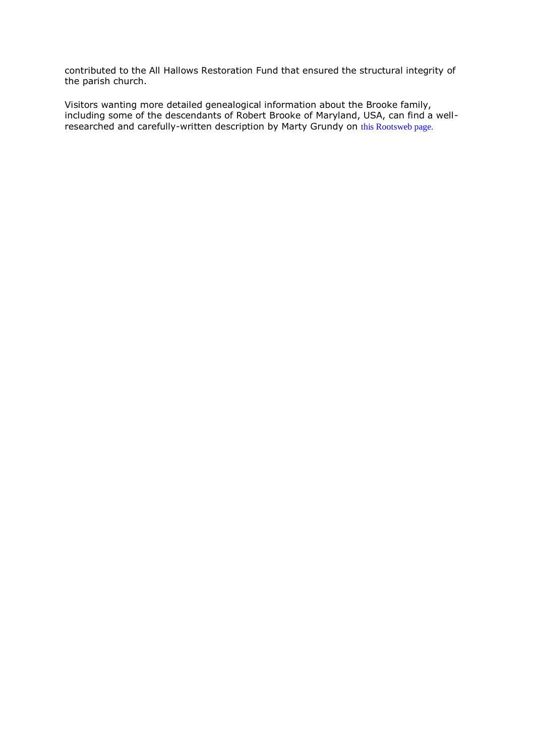contributed to the All Hallows Restoration Fund that ensured the structural integrity of the parish church.

Visitors wanting more detailed genealogical information about the Brooke family, including some of the descendants of Robert Brooke of Maryland, USA, can find a well-researched and carefully-written description by Marty Grundy on this Rootsweb page.